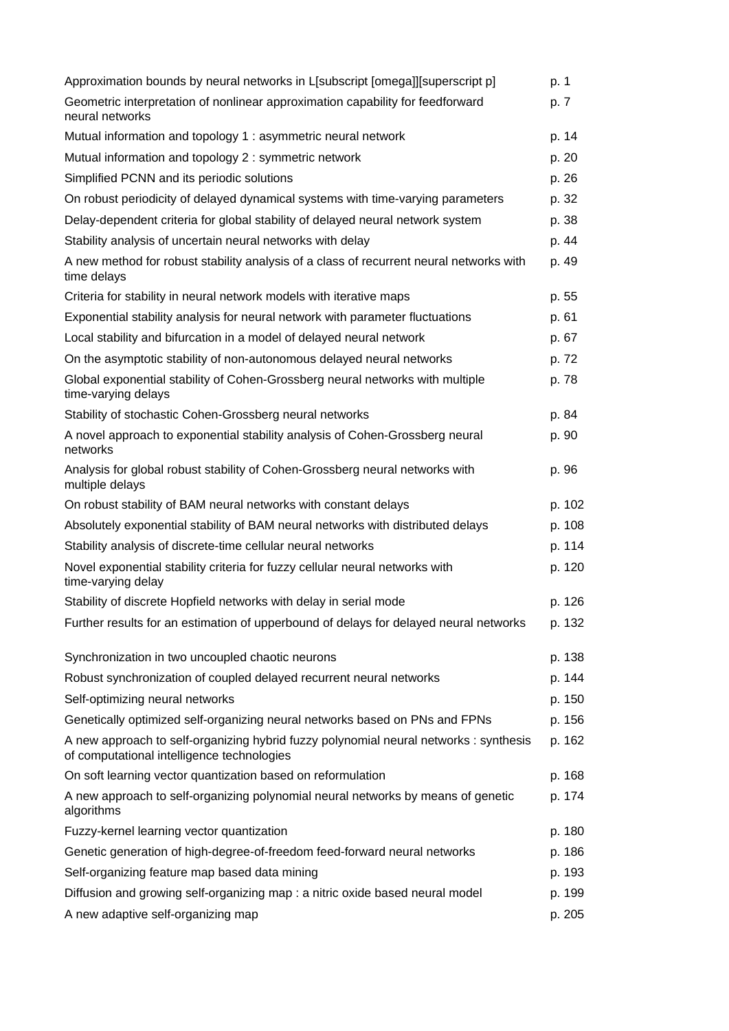| | |
|---|---|
| Approximation bounds by neural networks in L[subscript [omega]][superscript p] | p. 1 |
| Geometric interpretation of nonlinear approximation capability for feedforward neural networks | p. 7 |
| Mutual information and topology 1 : asymmetric neural network | p. 14 |
| Mutual information and topology 2 : symmetric network | p. 20 |
| Simplified PCNN and its periodic solutions | p. 26 |
| On robust periodicity of delayed dynamical systems with time-varying parameters | p. 32 |
| Delay-dependent criteria for global stability of delayed neural network system | p. 38 |
| Stability analysis of uncertain neural networks with delay | p. 44 |
| A new method for robust stability analysis of a class of recurrent neural networks with time delays | p. 49 |
| Criteria for stability in neural network models with iterative maps | p. 55 |
| Exponential stability analysis for neural network with parameter fluctuations | p. 61 |
| Local stability and bifurcation in a model of delayed neural network | p. 67 |
| On the asymptotic stability of non-autonomous delayed neural networks | p. 72 |
| Global exponential stability of Cohen-Grossberg neural networks with multiple time-varying delays | p. 78 |
| Stability of stochastic Cohen-Grossberg neural networks | p. 84 |
| A novel approach to exponential stability analysis of Cohen-Grossberg neural networks | p. 90 |
| Analysis for global robust stability of Cohen-Grossberg neural networks with multiple delays | p. 96 |
| On robust stability of BAM neural networks with constant delays | p. 102 |
| Absolutely exponential stability of BAM neural networks with distributed delays | p. 108 |
| Stability analysis of discrete-time cellular neural networks | p. 114 |
| Novel exponential stability criteria for fuzzy cellular neural networks with time-varying delay | p. 120 |
| Stability of discrete Hopfield networks with delay in serial mode | p. 126 |
| Further results for an estimation of upperbound of delays for delayed neural networks | p. 132 |
| Synchronization in two uncoupled chaotic neurons | p. 138 |
| Robust synchronization of coupled delayed recurrent neural networks | p. 144 |
| Self-optimizing neural networks | p. 150 |
| Genetically optimized self-organizing neural networks based on PNs and FPNs | p. 156 |
| A new approach to self-organizing hybrid fuzzy polynomial neural networks : synthesis of computational intelligence technologies | p. 162 |
| On soft learning vector quantization based on reformulation | p. 168 |
| A new approach to self-organizing polynomial neural networks by means of genetic algorithms | p. 174 |
| Fuzzy-kernel learning vector quantization | p. 180 |
| Genetic generation of high-degree-of-freedom feed-forward neural networks | p. 186 |
| Self-organizing feature map based data mining | p. 193 |
| Diffusion and growing self-organizing map : a nitric oxide based neural model | p. 199 |
| A new adaptive self-organizing map | p. 205 |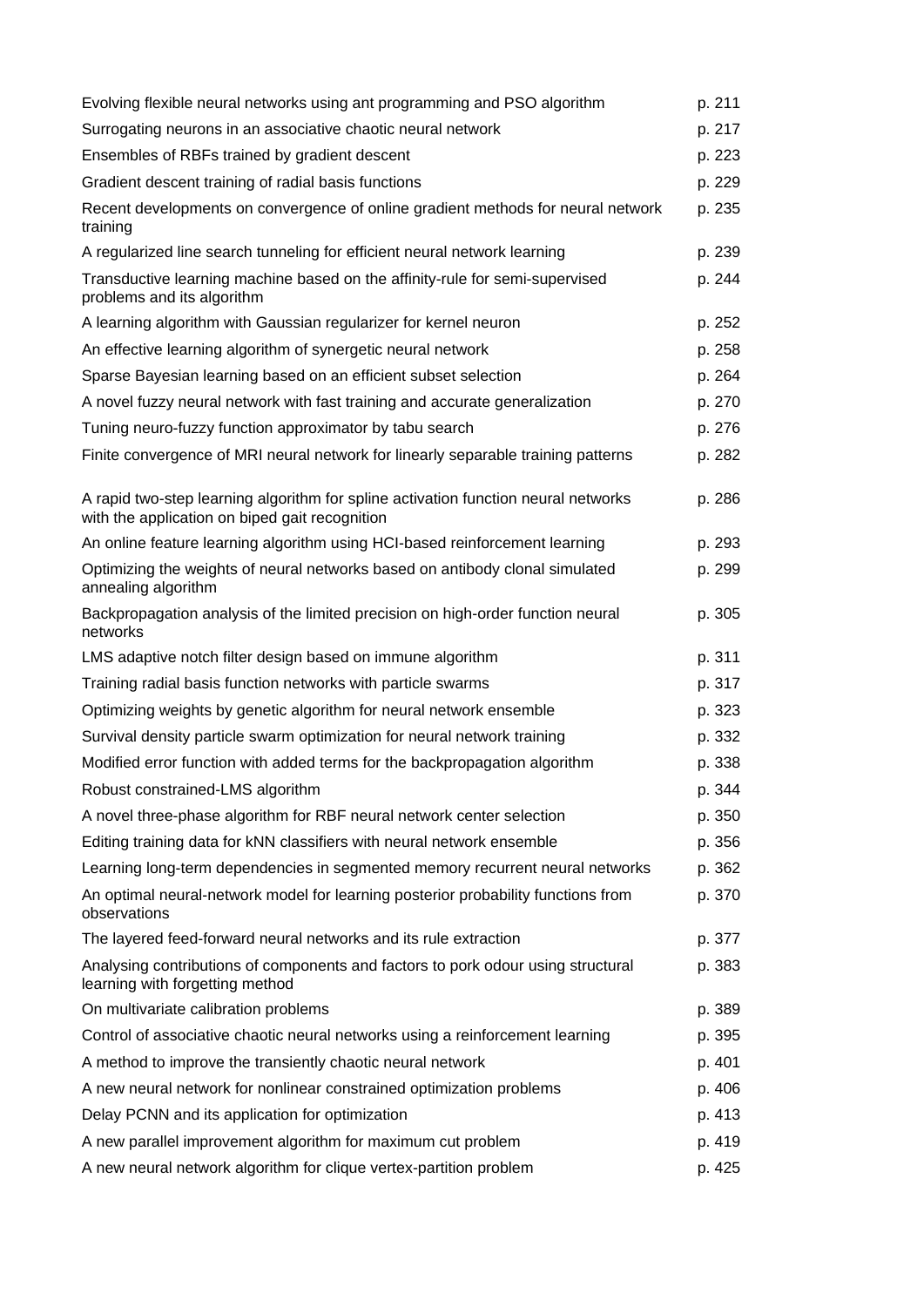| | |
|---|---|
| Evolving flexible neural networks using ant programming and PSO algorithm | p. 211 |
| Surrogating neurons in an associative chaotic neural network | p. 217 |
| Ensembles of RBFs trained by gradient descent | p. 223 |
| Gradient descent training of radial basis functions | p. 229 |
| Recent developments on convergence of online gradient methods for neural network training | p. 235 |
| A regularized line search tunneling for efficient neural network learning | p. 239 |
| Transductive learning machine based on the affinity-rule for semi-supervised problems and its algorithm | p. 244 |
| A learning algorithm with Gaussian regularizer for kernel neuron | p. 252 |
| An effective learning algorithm of synergetic neural network | p. 258 |
| Sparse Bayesian learning based on an efficient subset selection | p. 264 |
| A novel fuzzy neural network with fast training and accurate generalization | p. 270 |
| Tuning neuro-fuzzy function approximator by tabu search | p. 276 |
| Finite convergence of MRI neural network for linearly separable training patterns | p. 282 |
| A rapid two-step learning algorithm for spline activation function neural networks with the application on biped gait recognition | p. 286 |
| An online feature learning algorithm using HCI-based reinforcement learning | p. 293 |
| Optimizing the weights of neural networks based on antibody clonal simulated annealing algorithm | p. 299 |
| Backpropagation analysis of the limited precision on high-order function neural networks | p. 305 |
| LMS adaptive notch filter design based on immune algorithm | p. 311 |
| Training radial basis function networks with particle swarms | p. 317 |
| Optimizing weights by genetic algorithm for neural network ensemble | p. 323 |
| Survival density particle swarm optimization for neural network training | p. 332 |
| Modified error function with added terms for the backpropagation algorithm | p. 338 |
| Robust constrained-LMS algorithm | p. 344 |
| A novel three-phase algorithm for RBF neural network center selection | p. 350 |
| Editing training data for kNN classifiers with neural network ensemble | p. 356 |
| Learning long-term dependencies in segmented memory recurrent neural networks | p. 362 |
| An optimal neural-network model for learning posterior probability functions from observations | p. 370 |
| The layered feed-forward neural networks and its rule extraction | p. 377 |
| Analysing contributions of components and factors to pork odour using structural learning with forgetting method | p. 383 |
| On multivariate calibration problems | p. 389 |
| Control of associative chaotic neural networks using a reinforcement learning | p. 395 |
| A method to improve the transiently chaotic neural network | p. 401 |
| A new neural network for nonlinear constrained optimization problems | p. 406 |
| Delay PCNN and its application for optimization | p. 413 |
| A new parallel improvement algorithm for maximum cut problem | p. 419 |
| A new neural network algorithm for clique vertex-partition problem | p. 425 |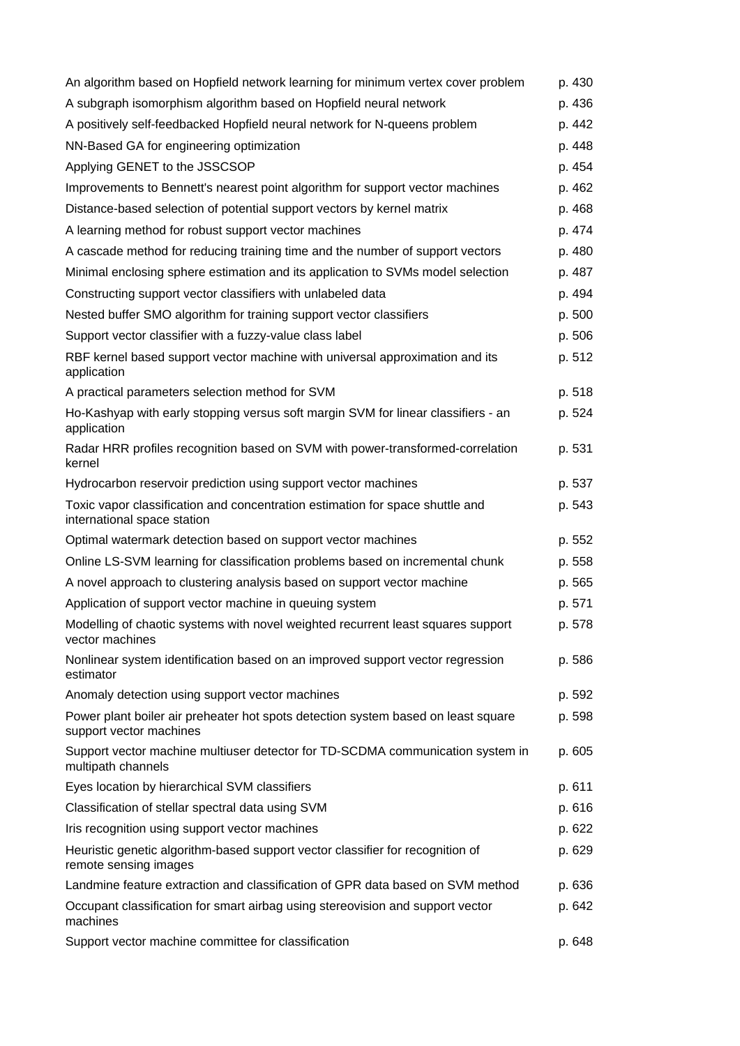| | |
|---|---|
| An algorithm based on Hopfield network learning for minimum vertex cover problem | p. 430 |
| A subgraph isomorphism algorithm based on Hopfield neural network | p. 436 |
| A positively self-feedbacked Hopfield neural network for N-queens problem | p. 442 |
| NN-Based GA for engineering optimization | p. 448 |
| Applying GENET to the JSSCSOP | p. 454 |
| Improvements to Bennett's nearest point algorithm for support vector machines | p. 462 |
| Distance-based selection of potential support vectors by kernel matrix | p. 468 |
| A learning method for robust support vector machines | p. 474 |
| A cascade method for reducing training time and the number of support vectors | p. 480 |
| Minimal enclosing sphere estimation and its application to SVMs model selection | p. 487 |
| Constructing support vector classifiers with unlabeled data | p. 494 |
| Nested buffer SMO algorithm for training support vector classifiers | p. 500 |
| Support vector classifier with a fuzzy-value class label | p. 506 |
| RBF kernel based support vector machine with universal approximation and its application | p. 512 |
| A practical parameters selection method for SVM | p. 518 |
| Ho-Kashyap with early stopping versus soft margin SVM for linear classifiers - an application | p. 524 |
| Radar HRR profiles recognition based on SVM with power-transformed-correlation kernel | p. 531 |
| Hydrocarbon reservoir prediction using support vector machines | p. 537 |
| Toxic vapor classification and concentration estimation for space shuttle and international space station | p. 543 |
| Optimal watermark detection based on support vector machines | p. 552 |
| Online LS-SVM learning for classification problems based on incremental chunk | p. 558 |
| A novel approach to clustering analysis based on support vector machine | p. 565 |
| Application of support vector machine in queuing system | p. 571 |
| Modelling of chaotic systems with novel weighted recurrent least squares support vector machines | p. 578 |
| Nonlinear system identification based on an improved support vector regression estimator | p. 586 |
| Anomaly detection using support vector machines | p. 592 |
| Power plant boiler air preheater hot spots detection system based on least square support vector machines | p. 598 |
| Support vector machine multiuser detector for TD-SCDMA communication system in multipath channels | p. 605 |
| Eyes location by hierarchical SVM classifiers | p. 611 |
| Classification of stellar spectral data using SVM | p. 616 |
| Iris recognition using support vector machines | p. 622 |
| Heuristic genetic algorithm-based support vector classifier for recognition of remote sensing images | p. 629 |
| Landmine feature extraction and classification of GPR data based on SVM method | p. 636 |
| Occupant classification for smart airbag using stereovision and support vector machines | p. 642 |
| Support vector machine committee for classification | p. 648 |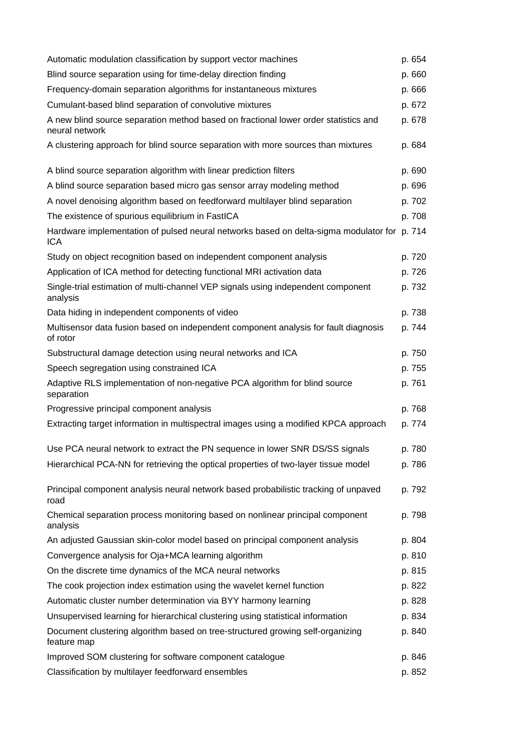| | |
|---|---|
| Automatic modulation classification by support vector machines | p. 654 |
| Blind source separation using for time-delay direction finding | p. 660 |
| Frequency-domain separation algorithms for instantaneous mixtures | p. 666 |
| Cumulant-based blind separation of convolutive mixtures | p. 672 |
| A new blind source separation method based on fractional lower order statistics and neural network | p. 678 |
| A clustering approach for blind source separation with more sources than mixtures | p. 684 |
| A blind source separation algorithm with linear prediction filters | p. 690 |
| A blind source separation based micro gas sensor array modeling method | p. 696 |
| A novel denoising algorithm based on feedforward multilayer blind separation | p. 702 |
| The existence of spurious equilibrium in FastICA | p. 708 |
| Hardware implementation of pulsed neural networks based on delta-sigma modulator for ICA | p. 714 |
| Study on object recognition based on independent component analysis | p. 720 |
| Application of ICA method for detecting functional MRI activation data | p. 726 |
| Single-trial estimation of multi-channel VEP signals using independent component analysis | p. 732 |
| Data hiding in independent components of video | p. 738 |
| Multisensor data fusion based on independent component analysis for fault diagnosis of rotor | p. 744 |
| Substructural damage detection using neural networks and ICA | p. 750 |
| Speech segregation using constrained ICA | p. 755 |
| Adaptive RLS implementation of non-negative PCA algorithm for blind source separation | p. 761 |
| Progressive principal component analysis | p. 768 |
| Extracting target information in multispectral images using a modified KPCA approach | p. 774 |
| Use PCA neural network to extract the PN sequence in lower SNR DS/SS signals | p. 780 |
| Hierarchical PCA-NN for retrieving the optical properties of two-layer tissue model | p. 786 |
| Principal component analysis neural network based probabilistic tracking of unpaved road | p. 792 |
| Chemical separation process monitoring based on nonlinear principal component analysis | p. 798 |
| An adjusted Gaussian skin-color model based on principal component analysis | p. 804 |
| Convergence analysis for Oja+MCA learning algorithm | p. 810 |
| On the discrete time dynamics of the MCA neural networks | p. 815 |
| The cook projection index estimation using the wavelet kernel function | p. 822 |
| Automatic cluster number determination via BYY harmony learning | p. 828 |
| Unsupervised learning for hierarchical clustering using statistical information | p. 834 |
| Document clustering algorithm based on tree-structured growing self-organizing feature map | p. 840 |
| Improved SOM clustering for software component catalogue | p. 846 |
| Classification by multilayer feedforward ensembles | p. 852 |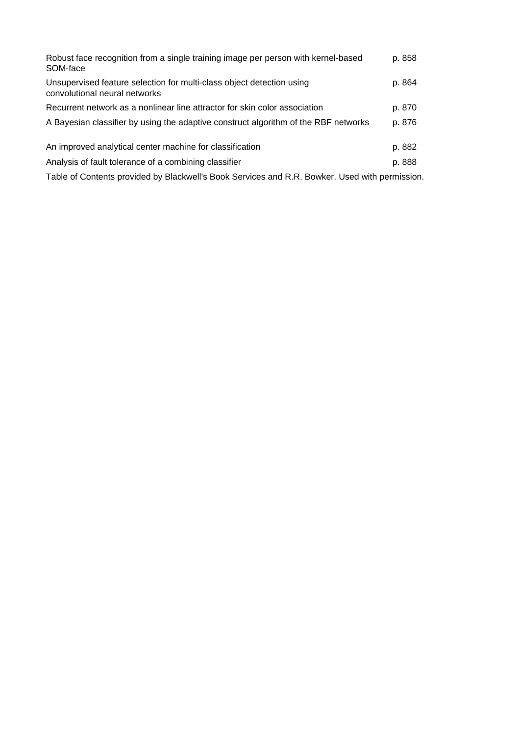| | |
|---|---|
| Robust face recognition from a single training image per person with kernel-based SOM-face | p. 858 |
| Unsupervised feature selection for multi-class object detection using convolutional neural networks | p. 864 |
| Recurrent network as a nonlinear line attractor for skin color association | p. 870 |
| A Bayesian classifier by using the adaptive construct algorithm of the RBF networks | p. 876 |
| An improved analytical center machine for classification | p. 882 |
| Analysis of fault tolerance of a combining classifier | p. 888 |

Table of Contents provided by Blackwell's Book Services and R.R. Bowker. Used with permission.